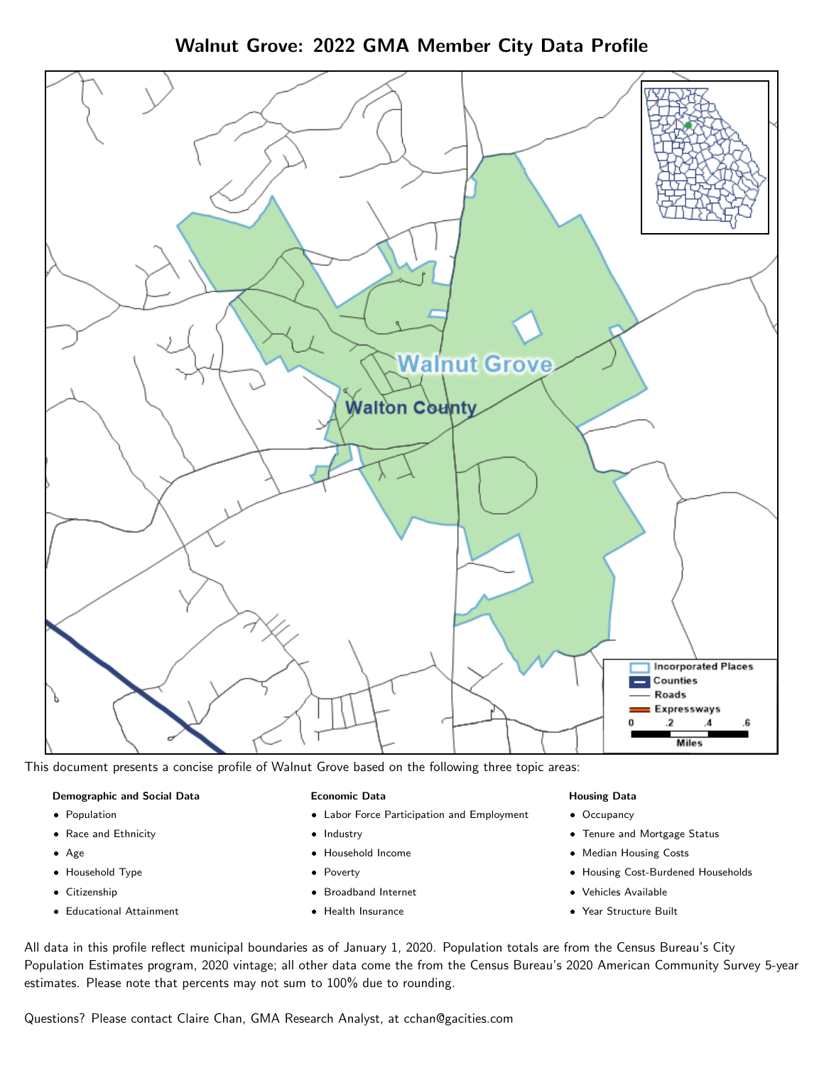# Walnut Grove: 2022 GMA Member City Data Profile

This document presents a concise profile of Walnut Grove based on the following three topic areas:

**Demographic and Social Data**

- Population
- Race and Ethnicity
- Age
- Household Type
- Citizenship
- Educational Attainment

**Economic Data**

- Labor Force Participation and Employment
- Industry
- Household Income
- Poverty
- Broadband Internet
- Health Insurance

**Housing Data**

- Occupancy
- Tenure and Mortgage Status
- Median Housing Costs
- Housing Cost-Burdened Households
- Vehicles Available
- Year Structure Built

All data in this profile reflect municipal boundaries as of January 1, 2020. Population totals are from the Census Bureau's City Population Estimates program, 2020 vintage; all other data come the from the Census Bureau's 2020 American Community Survey 5-year estimates. Please note that percents may not sum to 100% due to rounding.

Questions? Please contact Claire Chan, GMA Research Analyst, at cchan@gacities.com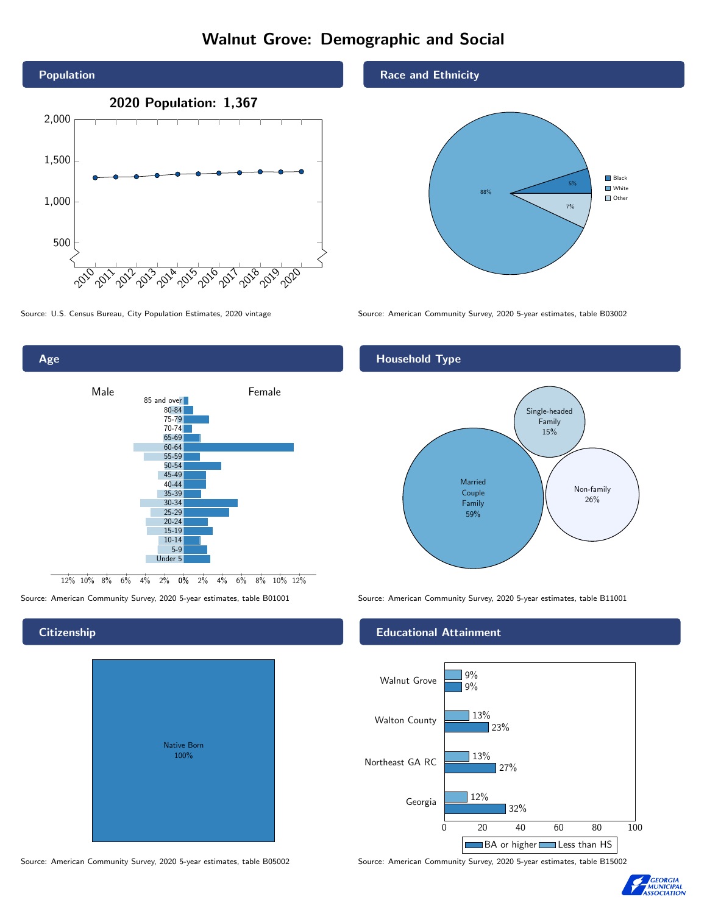# Walnut Grove: Demographic and Social

## Population

**2020 Population: 1,367**

Source: U.S. Census Bureau, City Population Estimates, 2020 vintage

## Race and Ethnicity

| Race | Percent |
|---|---|
| Black | 5% |
| White | 88% |
| Other | 7% |

Source: American Community Survey, 2020 5-year estimates, table B03002

## Age

Male / Female

Age groups: 85 and over, 80-84, 75-79, 70-74, 65-69, 60-64, 55-59, 50-54, 45-49, 40-44, 35-39, 30-34, 25-29, 20-24, 15-19, 10-14, 5-9, Under 5

Source: American Community Survey, 2020 5-year estimates, table B01001

## Household Type

| Household Type | Percent |
|---|---|
| Married Couple Family | 59% |
| Single-headed Family | 15% |
| Non-family | 26% |

Source: American Community Survey, 2020 5-year estimates, table B11001

## Citizenship

| Citizenship | Percent |
|---|---|
| Native Born | 100% |

Source: American Community Survey, 2020 5-year estimates, table B05002

## Educational Attainment

| Area | Less than HS | BA or higher |
|---|---|---|
| Walnut Grove | 9% | 9% |
| Walton County | 13% | 23% |
| Northeast GA RC | 13% | 27% |
| Georgia | 12% | 32% |

Source: American Community Survey, 2020 5-year estimates, table B15002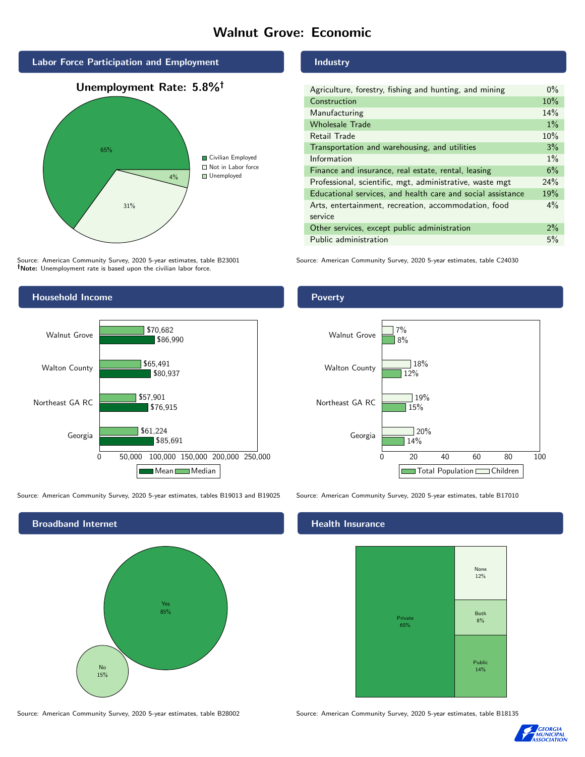# Walnut Grove: Economic

## Labor Force Participation and Employment

**Unemployment Rate: 5.8%†**

| Category | Percent |
|---|---|
| Civilian Employed | 65% |
| Not in Labor force | 31% |
| Unemployed | 4% |

Source: American Community Survey, 2020 5-year estimates, table B23001
**†Note:** Unemployment rate is based upon the civilian labor force.

## Industry

| Industry | Percent |
|---|---|
| Agriculture, forestry, fishing and hunting, and mining | 0% |
| Construction | 10% |
| Manufacturing | 14% |
| Wholesale Trade | 1% |
| Retail Trade | 10% |
| Transportation and warehousing, and utilities | 3% |
| Information | 1% |
| Finance and insurance, real estate, rental, leasing | 6% |
| Professional, scientific, mgt, administrative, waste mgt | 24% |
| Educational services, and health care and social assistance | 19% |
| Arts, entertainment, recreation, accommodation, food service | 4% |
| Other services, except public administration | 2% |
| Public administration | 5% |

Source: American Community Survey, 2020 5-year estimates, table C24030

## Household Income

| Area | Median | Mean |
|---|---|---|
| Walnut Grove | $70,682 | $86,990 |
| Walton County | $65,491 | $80,937 |
| Northeast GA RC | $57,901 | $76,915 |
| Georgia | $61,224 | $85,691 |

Source: American Community Survey, 2020 5-year estimates, tables B19013 and B19025

## Poverty

| Area | Children | Total Population |
|---|---|---|
| Walnut Grove | 7% | 8% |
| Walton County | 18% | 12% |
| Northeast GA RC | 19% | 15% |
| Georgia | 20% | 14% |

Source: American Community Survey, 2020 5-year estimates, table B17010

## Broadband Internet

| Response | Percent |
|---|---|
| Yes | 85% |
| No | 15% |

Source: American Community Survey, 2020 5-year estimates, table B28002

## Health Insurance

| Type | Percent |
|---|---|
| Private | 65% |
| None | 12% |
| Both | 8% |
| Public | 14% |

Source: American Community Survey, 2020 5-year estimates, table B18135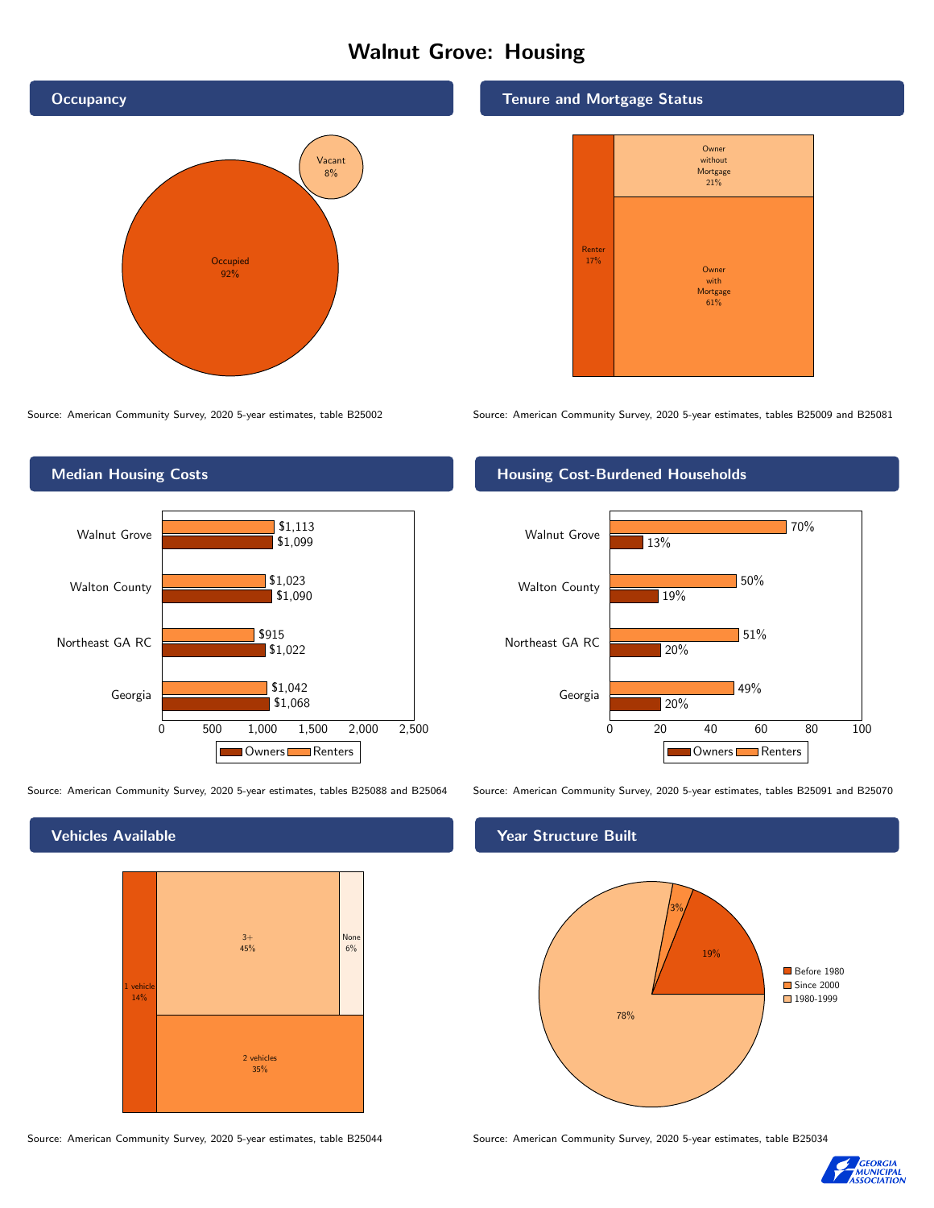# Walnut Grove: Housing

## Occupancy

Vacant
8%

Occupied
92%

Source: American Community Survey, 2020 5-year estimates, table B25002

## Tenure and Mortgage Status

Renter
17%

Owner without Mortgage
21%

Owner with Mortgage
61%

Source: American Community Survey, 2020 5-year estimates, tables B25009 and B25081

## Median Housing Costs

Walnut Grove
$1,113
$1,099

Walton County
$1,023
$1,090

Northeast GA RC
$915
$1,022

Georgia
$1,042
$1,068

0 500 1,000 1,500 2,000 2,500

Owners Renters

Source: American Community Survey, 2020 5-year estimates, tables B25088 and B25064

## Housing Cost-Burdened Households

Walnut Grove
70%
13%

Walton County
50%
19%

Northeast GA RC
51%
20%

Georgia
49%
20%

0 20 40 60 80 100

Owners Renters

Source: American Community Survey, 2020 5-year estimates, tables B25091 and B25070

## Vehicles Available

1 vehicle
14%

3+
45%

None
6%

2 vehicles
35%

Source: American Community Survey, 2020 5-year estimates, table B25044

## Year Structure Built

3%
19%
78%

Before 1980
Since 2000
1980-1999

Source: American Community Survey, 2020 5-year estimates, table B25034